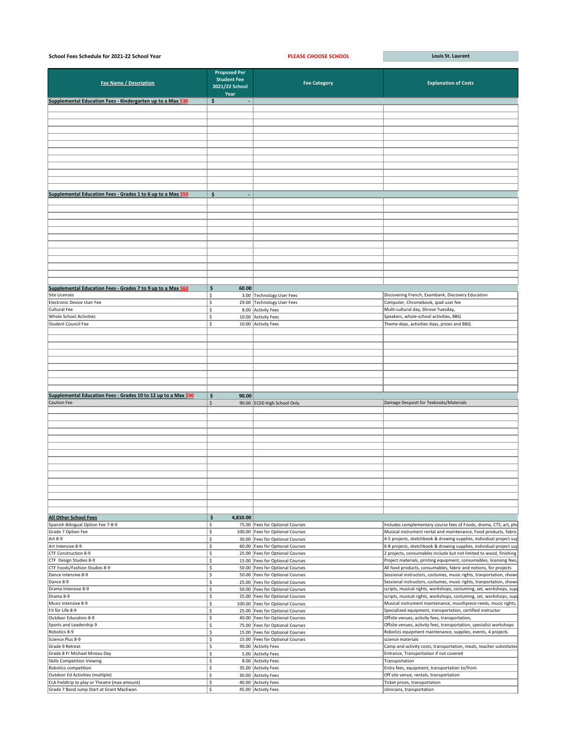School Fees Schedule for 2021-22 School Year

PLEASE CHOOSE SCHOOL: Louis St. Laurent

| Fee Name / Description | Proposed Per Student Fee 2021/22 School Year | Fee Category | Explanation of Costs |
|---|---|---|---|
| **Supplemental Education Fees - Kindergarten up to a Max $30** | $ - | | |
| **Supplemental Education Fees - Grades 1 to 6 up to a Max $50** | $ - | | |
| **Supplemental Education Fees - Grades 7 to 9 up to a Max $60** | $ 60.00 | | |
| Site Licenses | $ 3.00 | Technology User Fees | Discovering French, Exambank, Discovery Education |
| Electronic Device User Fee | $ 29.00 | Technology User Fees | Computer, Chromebook, ipad user fee |
| Cultural Fee | $ 8.00 | Activity Fees | Multi-cultural day, Shrove Tuesday, |
| Whole School Activities | $ 10.00 | Activity Fees | Speakers, whole-school activities, BBQ |
| Student Council Fee | $ 10.00 | Activity Fees | Theme days, activities days, prizes and BBQ |
| **Supplemental Education Fees - Grades 10 to 12 up to a Max $90** | $ 90.00 | | |
| Caution Fee | $ 90.00 | ECSD High School Only | Damage Desposit for Texbooks/Materials |
| **All Other School Fees** | $ 4,810.00 | | |
| Spanish Bilingual Option Fee 7-8-9 | $ 75.00 | Fees for Optional Courses | Includes complementary course fees of Foods, drama, CTS, art, pho |
| Grade 7 Option Fee | $ 100.00 | Fees for Optional Courses | Musical instrument rental and maintenance, Food products, fabric |
| Art 8-9 | $ 30.00 | Fees for Optional Courses | 4-5 projects, sketchbook & drawing supplies, individual project sup |
| Art Intensive 8-9 | $ 60.00 | Fees for Optional Courses | 6-8 projects, sketchbook & drawing supplies, individual project sup |
| CTF Construction 8-9 | $ 25.00 | Fees for Optional Courses | 2 projects, consumables include but not limited to wood, finishing |
| CTF Design Studies 8-9 | $ 15.00 | Fees for Optional Courses | Project materials, printing equipment, consumables, licensing fees, |
| CTF Foods/Fashion Studies 8-9 | $ 50.00 | Fees for Optional Courses | All food products, consumables, fabric and notions, for projects |
| Dance Intensive 8-9 | $ 50.00 | Fees for Optional Courses | Sessional instructors, costumes, music rights, tranportation, showc |
| Dance 8-9 | $ 25.00 | Fees for Optional Courses | Sessional instructors, costumes, music rights, tranportation, showc |
| Drama Intensive 8-9 | $ 50.00 | Fees for Optional Courses | scripts, musical rights, workshops, costuming, set, workshops, sup |
| Drama 8-9 | $ 25.00 | Fees for Optional Courses | scripts, musical rights, workshops, costuming, set, workshops, sup |
| Music Intensive 8-9 | $ 100.00 | Fees for Optional Courses | Musical instrument maintenance, mouthpiece-reeds, music rights, |
| Fit for Life 8-9 | $ 25.00 | Fees for Optional Courses | Specialized equipment, transportation, certified instructor |
| Outdoor Education 8-9 | $ 40.00 | Fees for Optional Courses | Offsite venues, activity fees, transportation, |
| Sports and Leadership 9 | $ 75.00 | Fees for Optional Courses | Offsite venues, activity fees, transportation, specialist workshops |
| Robotics 8-9 | $ 15.00 | Fees for Optional Courses | Robotics equipment maintenance, supplies, events, 4 projects |
| Science Plus 8-9 | $ 15.00 | Fees for Optional Courses | science materials |
| Grade 9 Retreat | $ 90.00 | Activity Fees | Camp and activity costs, transportation, meals, teacher substitutes |
| Grade 8 Fr Michael Mireau Day | $ 5.00 | Activity Fees | Entrance, Transportation if not covered |
| Skills Competition Viewing | $ 8.00 | Activity Fees | Transportation |
| Robotics competition | $ 35.00 | Activity Fees | Entry fees, equipment, transportation to/from |
| Outdoor Ed Activities (multiple) | $ 30.00 | Activity Fees | Off site venue, rentals, transportation |
| ELA Fieldtrip to play or Theatre (max amount) | $ 40.00 | Activity Fees | Ticket prices, transportation |
| Grade 7 Band Jump Start at Grant MacEwan | $ 45.00 | Activity Fees | clinicians, transportation |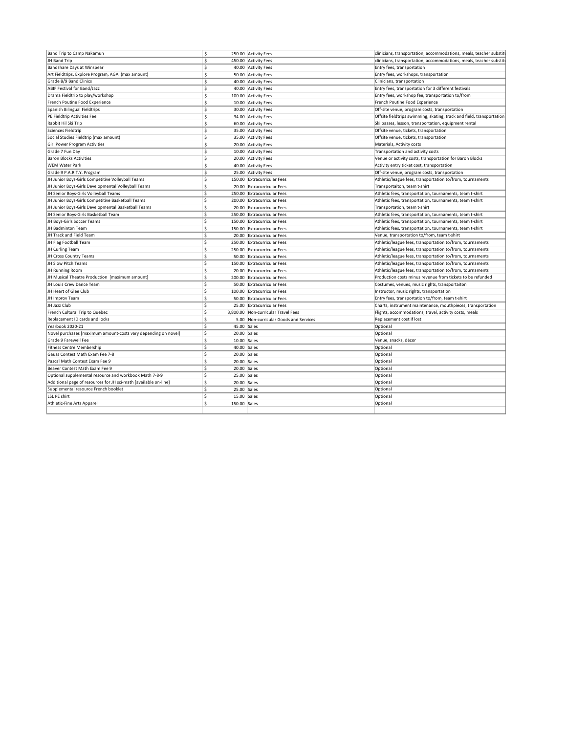| | | | |
|---|---|---|---|
| Band Trip to Camp Nakamun | $ 250.00 | Activity Fees | clinicians, transportation, accommodations, meals, teacher substit |
| JH Band Trip | $ 450.00 | Activity Fees | clinicians, transportation, accommodations, meals, teacher substit |
| Bandshare Days at Winspear | $ 40.00 | Activity Fees | Entry fees, transportation |
| Art Fieldtrips, Explore Program, AGA (max amount) | $ 50.00 | Activity Fees | Entry fees, workshops, transportation |
| Grade 8/9 Band Clinics | $ 40.00 | Activity Fees | Clinicians, transportation |
| ABIF Festival for Band/Jazz | $ 40.00 | Activity Fees | Entry fees, transportation for 3 different festivals |
| Drama Fieldtrip to play/workshop | $ 100.00 | Activity Fees | Entry fees, workshop fee, transportation to/from |
| French Poutine Food Experience | $ 10.00 | Activity Fees | French Poutine Food Experience |
| Spanish Bilingual Fieldtrips | $ 30.00 | Activity Fees | Off-site venue, program costs, transportation |
| PE Fieldtrip Activities Fee | $ 34.00 | Activity Fees | Offsite fieldtrips swimming, skating, track and field, transportation |
| Rabbit Hil Ski Trip | $ 60.00 | Activity Fees | Ski passes, lesson, transportation, equipment rental |
| Sciences Fieldtrip | $ 35.00 | Activity Fees | Offsite venue, tickets, transportation |
| Social Studies Fieldtrip (max amount) | $ 35.00 | Activity Fees | Offsite venue, tickets, transportation |
| Girl Power Program Activities | $ 20.00 | Activity Fees | Materials, Activity costs |
| Grade 7 Fun Day | $ 10.00 | Activity Fees | Transportation and activity costs |
| Baron Blocks Activities | $ 20.00 | Activity Fees | Venue or activity costs, transportation for Baron Blocks |
| WEM Water Park | $ 40.00 | Activity Fees | Activity entry ticket cost, transportation |
| Grade 9 P.A.R.T.Y. Program | $ 25.00 | Activity Fees | Off-site venue, program costs, transportation |
| JH Junior Boys-Girls Competitive Volleyball Teams | $ 150.00 | Extracurricular Fees | Athletic/league fees, transportation to/from, tournaments |
| JH Junior Boys-Girls Developmental Volleyball Teams | $ 20.00 | Extracurricular Fees | Transportaiton, team t-shirt |
| JH Senior Boys-Girls Volleyball Teams | $ 250.00 | Extracurricular Fees | Athletic fees, transportation, tournaments, team t-shirt |
| JH Junior Boys-Girls Competitive Basketball Teams | $ 200.00 | Extracurricular Fees | Athletic fees, transportation, tournaments, team t-shirt |
| JH Junior Boys-Girls Developmental Basketball Teams | $ 20.00 | Extracurricular Fees | Transportation, team t-shirt |
| JH Senior Boys-Girls Basketball Team | $ 250.00 | Extracurricular Fees | Athletic fees, transportation, tournaments, team t-shirt |
| JH Boys-Girls Soccer Teams | $ 150.00 | Extracurricular Fees | Athletic fees, transportation, tournaments, team t-shirt |
| JH Badminton Team | $ 150.00 | Extracurricular Fees | Athletic fees, transportation, tournaments, team t-shirt |
| JH Track and Field Team | $ 20.00 | Extracurricular Fees | Venue, transportation to/from, team t-shirt |
| JH Flag Football Team | $ 250.00 | Extracurricular Fees | Athletic/league fees, transportation to/from, tournaments |
| JH Curling Team | $ 250.00 | Extracurricular Fees | Athletic/league fees, transportation to/from, tournaments |
| JH Cross Country Teams | $ 50.00 | Extracurricular Fees | Athletic/league fees, transportation to/from, tournaments |
| JH Slow Pitch Teams | $ 150.00 | Extracurricular Fees | Athletic/league fees, transportation to/from, tournaments |
| JH Running Room | $ 20.00 | Extracurricular Fees | Athletic/league fees, transportation to/from, tournaments |
| JH Musical Theatre Production [maximum amount] | $ 200.00 | Extracurricular Fees | Production costs minus revenue from tickets to be refunded |
| JH Louis Crew Dance Team | $ 50.00 | Extracurricular Fees | Costumes, venues, music rights, transportaiton |
| JH Heart of Glee Club | $ 100.00 | Extracurricular Fees | Instructor, music rights, transportation |
| JH Improv Team | $ 50.00 | Extracurricular Fees | Entry fees, transportation to/from, team t-shirt |
| JH Jazz Club | $ 25.00 | Extracurricular Fees | Charts, instrument maintenance, mouthpieces, transportation |
| French Cultural Trip to Quebec | $ 3,800.00 | Non-curricular Travel Fees | Flights, accommodations, travel, activity costs, meals |
| Replacement ID cards and locks | $ 5.00 | Non-curricular Goods and Services | Replacement cost if lost |
| Yearbook 2020-21 | $ 45.00 | Sales | Optional |
| Novel purchases [maximum amount-costs vary depending on novel] | $ 20.00 | Sales | Optional |
| Grade 9 Farewell Fee | $ 10.00 | Sales | Venue, snacks, décor |
| Fitness Centre Membership | $ 40.00 | Sales | Optional |
| Gauss Contest Math Exam Fee 7-8 | $ 20.00 | Sales | Optional |
| Pascal Math Contest Exam Fee 9 | $ 20.00 | Sales | Optional |
| Beaver Contest Math Exam Fee 9 | $ 20.00 | Sales | Optional |
| Optional supplemental resource and workbook Math 7-8-9 | $ 25.00 | Sales | Optional |
| Additional page of resources for JH sci-math [available on-line] | $ 20.00 | Sales | Optional |
| Supplemental resource French booklet | $ 25.00 | Sales | Optional |
| LSL PE shirt | $ 15.00 | Sales | Optional |
| Athletic-Fine Arts Apparel | $ 150.00 | Sales | Optional |